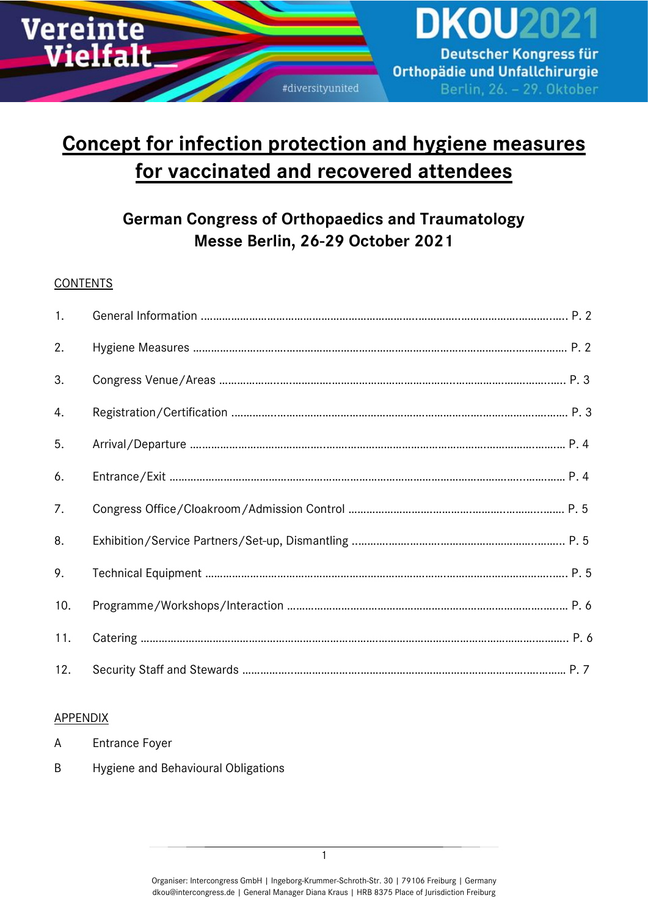# Concept for infection protection and hygiene measures for vaccinated and recovered attendees

## German Congress of Orthopaedics and Traumatology
## Messe Berlin, 26-29 October 2021

CONTENTS

| | | |
|---|---|---|
| 1. | General Information | P. 2 |
| 2. | Hygiene Measures | P. 2 |
| 3. | Congress Venue/Areas | P. 3 |
| 4. | Registration/Certification | P. 3 |
| 5. | Arrival/Departure | P. 4 |
| 6. | Entrance/Exit | P. 4 |
| 7. | Congress Office/Cloakroom/Admission Control | P. 5 |
| 8. | Exhibition/Service Partners/Set-up, Dismantling | P. 5 |
| 9. | Technical Equipment | P. 5 |
| 10. | Programme/Workshops/Interaction | P. 6 |
| 11. | Catering | P. 6 |
| 12. | Security Staff and Stewards | P. 7 |

APPENDIX

A Entrance Foyer

B Hygiene and Behavioural Obligations

Organiser: Intercongress GmbH | Ingeborg-Krummer-Schroth-Str. 30 | 79106 Freiburg | Germany
dkou@intercongress.de | General Manager Diana Kraus | HRB 8375 Place of Jurisdiction Freiburg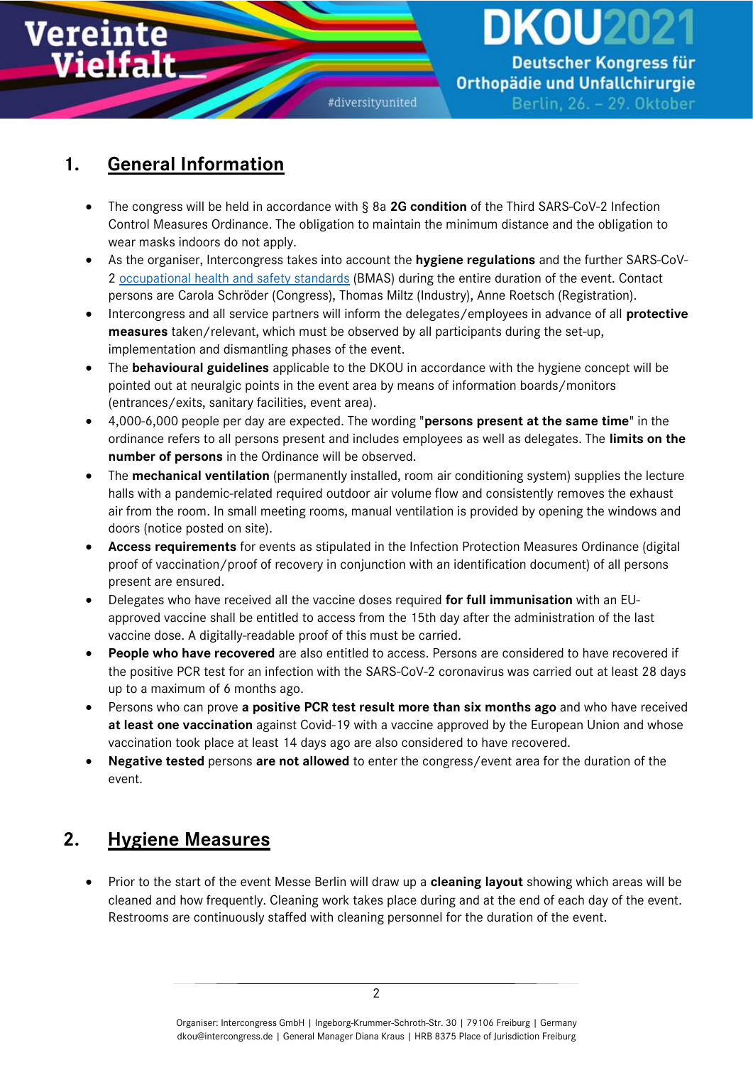## 1. General Information

- The congress will be held in accordance with § 8a **2G condition** of the Third SARS-CoV-2 Infection Control Measures Ordinance. The obligation to maintain the minimum distance and the obligation to wear masks indoors do not apply.
- As the organiser, Intercongress takes into account the **hygiene regulations** and the further SARS-CoV-2 occupational health and safety standards (BMAS) during the entire duration of the event. Contact persons are Carola Schröder (Congress), Thomas Miltz (Industry), Anne Roetsch (Registration).
- Intercongress and all service partners will inform the delegates/employees in advance of all **protective measures** taken/relevant, which must be observed by all participants during the set-up, implementation and dismantling phases of the event.
- The **behavioural guidelines** applicable to the DKOU in accordance with the hygiene concept will be pointed out at neuralgic points in the event area by means of information boards/monitors (entrances/exits, sanitary facilities, event area).
- 4,000-6,000 people per day are expected. The wording "**persons present at the same time**" in the ordinance refers to all persons present and includes employees as well as delegates. The **limits on the number of persons** in the Ordinance will be observed.
- The **mechanical ventilation** (permanently installed, room air conditioning system) supplies the lecture halls with a pandemic-related required outdoor air volume flow and consistently removes the exhaust air from the room. In small meeting rooms, manual ventilation is provided by opening the windows and doors (notice posted on site).
- **Access requirements** for events as stipulated in the Infection Protection Measures Ordinance (digital proof of vaccination/proof of recovery in conjunction with an identification document) of all persons present are ensured.
- Delegates who have received all the vaccine doses required **for full immunisation** with an EU-approved vaccine shall be entitled to access from the 15th day after the administration of the last vaccine dose. A digitally-readable proof of this must be carried.
- **People who have recovered** are also entitled to access. Persons are considered to have recovered if the positive PCR test for an infection with the SARS-CoV-2 coronavirus was carried out at least 28 days up to a maximum of 6 months ago.
- Persons who can prove **a positive PCR test result more than six months ago** and who have received **at least one vaccination** against Covid-19 with a vaccine approved by the European Union and whose vaccination took place at least 14 days ago are also considered to have recovered.
- **Negative tested** persons **are not allowed** to enter the congress/event area for the duration of the event.

## 2. Hygiene Measures

- Prior to the start of the event Messe Berlin will draw up a **cleaning layout** showing which areas will be cleaned and how frequently. Cleaning work takes place during and at the end of each day of the event. Restrooms are continuously staffed with cleaning personnel for the duration of the event.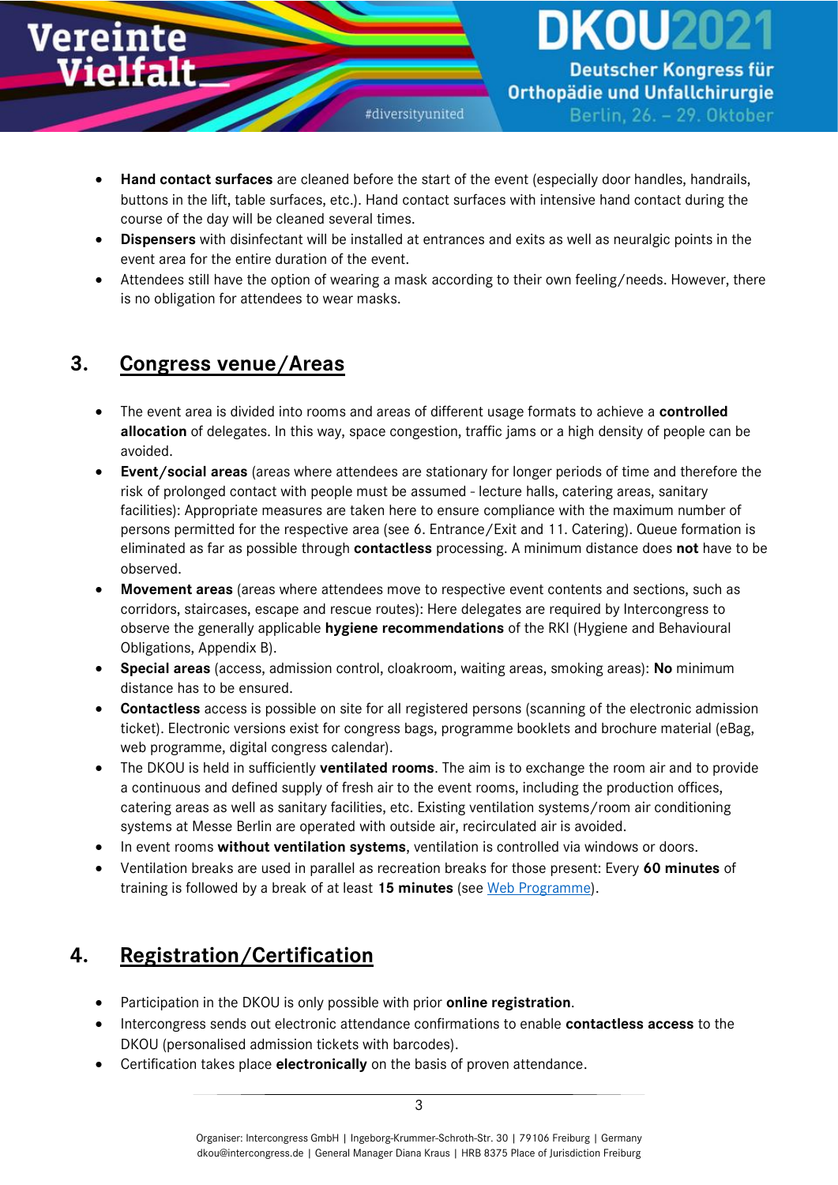- **Hand contact surfaces** are cleaned before the start of the event (especially door handles, handrails, buttons in the lift, table surfaces, etc.). Hand contact surfaces with intensive hand contact during the course of the day will be cleaned several times.
- **Dispensers** with disinfectant will be installed at entrances and exits as well as neuralgic points in the event area for the entire duration of the event.
- Attendees still have the option of wearing a mask according to their own feeling/needs. However, there is no obligation for attendees to wear masks.

## 3. Congress venue/Areas

- The event area is divided into rooms and areas of different usage formats to achieve a **controlled allocation** of delegates. In this way, space congestion, traffic jams or a high density of people can be avoided.
- **Event/social areas** (areas where attendees are stationary for longer periods of time and therefore the risk of prolonged contact with people must be assumed - lecture halls, catering areas, sanitary facilities): Appropriate measures are taken here to ensure compliance with the maximum number of persons permitted for the respective area (see 6. Entrance/Exit and 11. Catering). Queue formation is eliminated as far as possible through **contactless** processing. A minimum distance does **not** have to be observed.
- **Movement areas** (areas where attendees move to respective event contents and sections, such as corridors, staircases, escape and rescue routes): Here delegates are required by Intercongress to observe the generally applicable **hygiene recommendations** of the RKI (Hygiene and Behavioural Obligations, Appendix B).
- **Special areas** (access, admission control, cloakroom, waiting areas, smoking areas): **No** minimum distance has to be ensured.
- **Contactless** access is possible on site for all registered persons (scanning of the electronic admission ticket). Electronic versions exist for congress bags, programme booklets and brochure material (eBag, web programme, digital congress calendar).
- The DKOU is held in sufficiently **ventilated rooms**. The aim is to exchange the room air and to provide a continuous and defined supply of fresh air to the event rooms, including the production offices, catering areas as well as sanitary facilities, etc. Existing ventilation systems/room air conditioning systems at Messe Berlin are operated with outside air, recirculated air is avoided.
- In event rooms **without ventilation systems**, ventilation is controlled via windows or doors.
- Ventilation breaks are used in parallel as recreation breaks for those present: Every **60 minutes** of training is followed by a break of at least **15 minutes** (see Web Programme).

## 4. Registration/Certification

- Participation in the DKOU is only possible with prior **online registration**.
- Intercongress sends out electronic attendance confirmations to enable **contactless access** to the DKOU (personalised admission tickets with barcodes).
- Certification takes place **electronically** on the basis of proven attendance.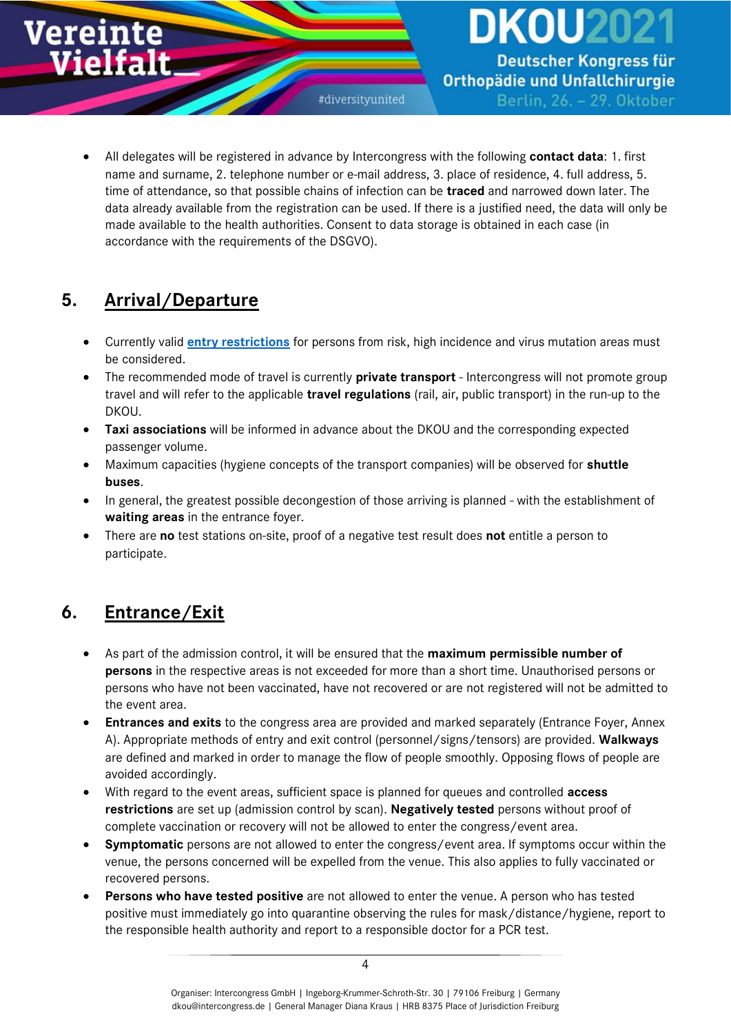- All delegates will be registered in advance by Intercongress with the following **contact data**: 1. first name and surname, 2. telephone number or e-mail address, 3. place of residence, 4. full address, 5. time of attendance, so that possible chains of infection can be **traced** and narrowed down later. The data already available from the registration can be used. If there is a justified need, the data will only be made available to the health authorities. Consent to data storage is obtained in each case (in accordance with the requirements of the DSGVO).

## 5. Arrival/Departure

- Currently valid **entry restrictions** for persons from risk, high incidence and virus mutation areas must be considered.
- The recommended mode of travel is currently **private transport** - Intercongress will not promote group travel and will refer to the applicable **travel regulations** (rail, air, public transport) in the run-up to the DKOU.
- **Taxi associations** will be informed in advance about the DKOU and the corresponding expected passenger volume.
- Maximum capacities (hygiene concepts of the transport companies) will be observed for **shuttle buses**.
- In general, the greatest possible decongestion of those arriving is planned - with the establishment of **waiting areas** in the entrance foyer.
- There are **no** test stations on-site, proof of a negative test result does **not** entitle a person to participate.

## 6. Entrance/Exit

- As part of the admission control, it will be ensured that the **maximum permissible number of persons** in the respective areas is not exceeded for more than a short time. Unauthorised persons or persons who have not been vaccinated, have not recovered or are not registered will not be admitted to the event area.
- **Entrances and exits** to the congress area are provided and marked separately (Entrance Foyer, Annex A). Appropriate methods of entry and exit control (personnel/signs/tensors) are provided. **Walkways** are defined and marked in order to manage the flow of people smoothly. Opposing flows of people are avoided accordingly.
- With regard to the event areas, sufficient space is planned for queues and controlled **access restrictions** are set up (admission control by scan). **Negatively tested** persons without proof of complete vaccination or recovery will not be allowed to enter the congress/event area.
- **Symptomatic** persons are not allowed to enter the congress/event area. If symptoms occur within the venue, the persons concerned will be expelled from the venue. This also applies to fully vaccinated or recovered persons.
- **Persons who have tested positive** are not allowed to enter the venue. A person who has tested positive must immediately go into quarantine observing the rules for mask/distance/hygiene, report to the responsible health authority and report to a responsible doctor for a PCR test.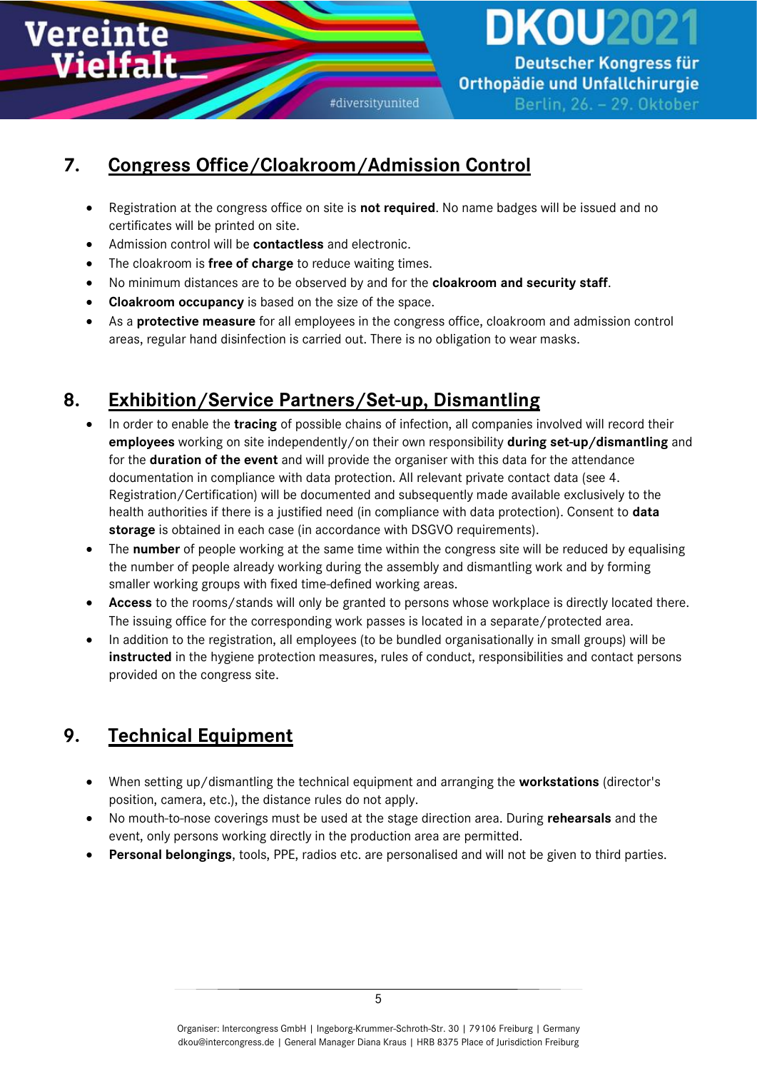## 7. Congress Office/Cloakroom/Admission Control

- Registration at the congress office on site is **not required**. No name badges will be issued and no certificates will be printed on site.
- Admission control will be **contactless** and electronic.
- The cloakroom is **free of charge** to reduce waiting times.
- No minimum distances are to be observed by and for the **cloakroom and security staff**.
- **Cloakroom occupancy** is based on the size of the space.
- As a **protective measure** for all employees in the congress office, cloakroom and admission control areas, regular hand disinfection is carried out. There is no obligation to wear masks.

## 8. Exhibition/Service Partners/Set-up, Dismantling

- In order to enable the **tracing** of possible chains of infection, all companies involved will record their **employees** working on site independently/on their own responsibility **during set-up/dismantling** and for the **duration of the event** and will provide the organiser with this data for the attendance documentation in compliance with data protection. All relevant private contact data (see 4. Registration/Certification) will be documented and subsequently made available exclusively to the health authorities if there is a justified need (in compliance with data protection). Consent to **data storage** is obtained in each case (in accordance with DSGVO requirements).
- The **number** of people working at the same time within the congress site will be reduced by equalising the number of people already working during the assembly and dismantling work and by forming smaller working groups with fixed time-defined working areas.
- **Access** to the rooms/stands will only be granted to persons whose workplace is directly located there. The issuing office for the corresponding work passes is located in a separate/protected area.
- In addition to the registration, all employees (to be bundled organisationally in small groups) will be **instructed** in the hygiene protection measures, rules of conduct, responsibilities and contact persons provided on the congress site.

## 9. Technical Equipment

- When setting up/dismantling the technical equipment and arranging the **workstations** (director's position, camera, etc.), the distance rules do not apply.
- No mouth-to-nose coverings must be used at the stage direction area. During **rehearsals** and the event, only persons working directly in the production area are permitted.
- **Personal belongings**, tools, PPE, radios etc. are personalised and will not be given to third parties.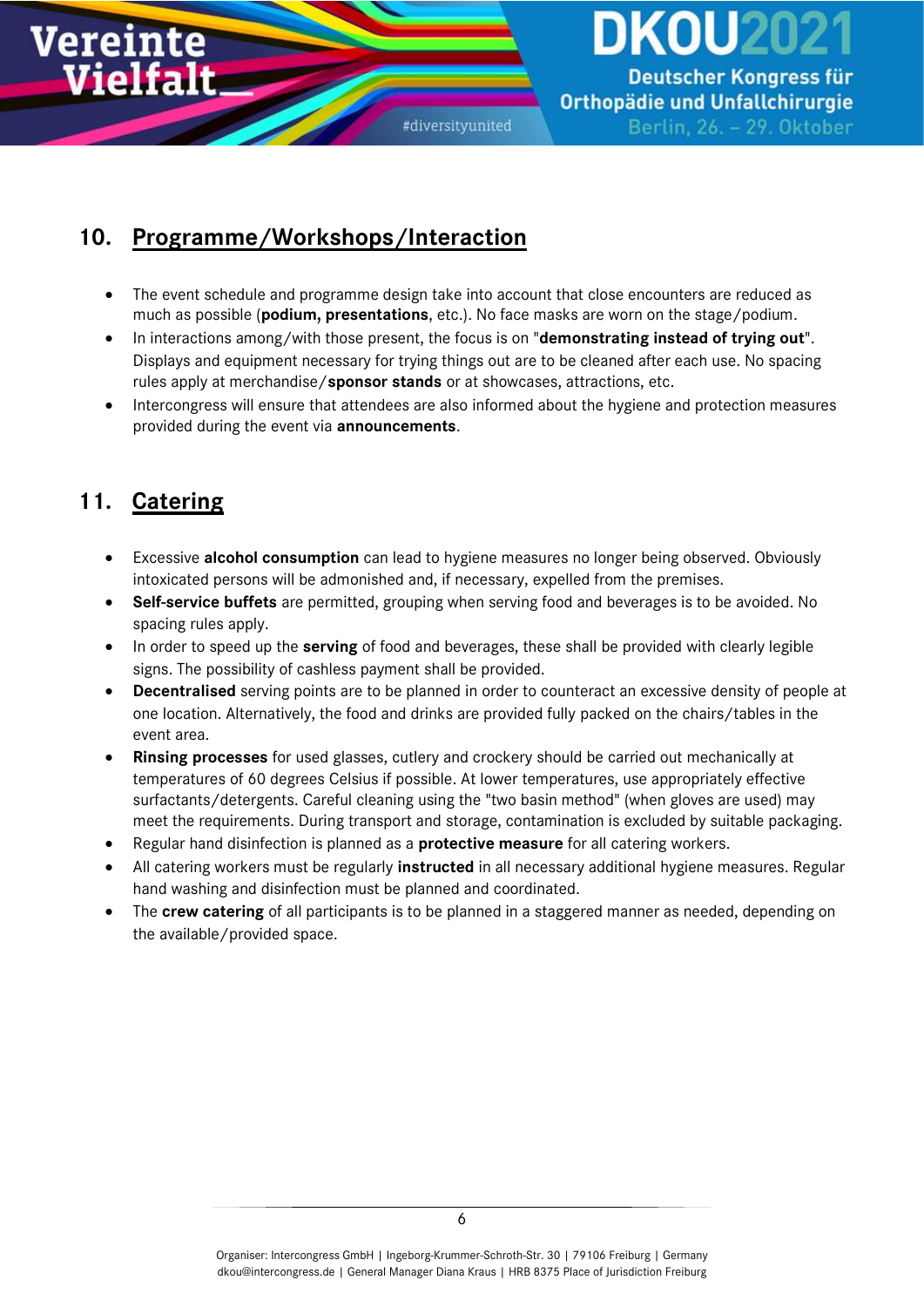## 10. Programme/Workshops/Interaction

- The event schedule and programme design take into account that close encounters are reduced as much as possible (**podium, presentations**, etc.). No face masks are worn on the stage/podium.
- In interactions among/with those present, the focus is on "**demonstrating instead of trying out**". Displays and equipment necessary for trying things out are to be cleaned after each use. No spacing rules apply at merchandise/**sponsor stands** or at showcases, attractions, etc.
- Intercongress will ensure that attendees are also informed about the hygiene and protection measures provided during the event via **announcements**.

## 11. Catering

- Excessive **alcohol consumption** can lead to hygiene measures no longer being observed. Obviously intoxicated persons will be admonished and, if necessary, expelled from the premises.
- **Self-service buffets** are permitted, grouping when serving food and beverages is to be avoided. No spacing rules apply.
- In order to speed up the **serving** of food and beverages, these shall be provided with clearly legible signs. The possibility of cashless payment shall be provided.
- **Decentralised** serving points are to be planned in order to counteract an excessive density of people at one location. Alternatively, the food and drinks are provided fully packed on the chairs/tables in the event area.
- **Rinsing processes** for used glasses, cutlery and crockery should be carried out mechanically at temperatures of 60 degrees Celsius if possible. At lower temperatures, use appropriately effective surfactants/detergents. Careful cleaning using the "two basin method" (when gloves are used) may meet the requirements. During transport and storage, contamination is excluded by suitable packaging.
- Regular hand disinfection is planned as a **protective measure** for all catering workers.
- All catering workers must be regularly **instructed** in all necessary additional hygiene measures. Regular hand washing and disinfection must be planned and coordinated.
- The **crew catering** of all participants is to be planned in a staggered manner as needed, depending on the available/provided space.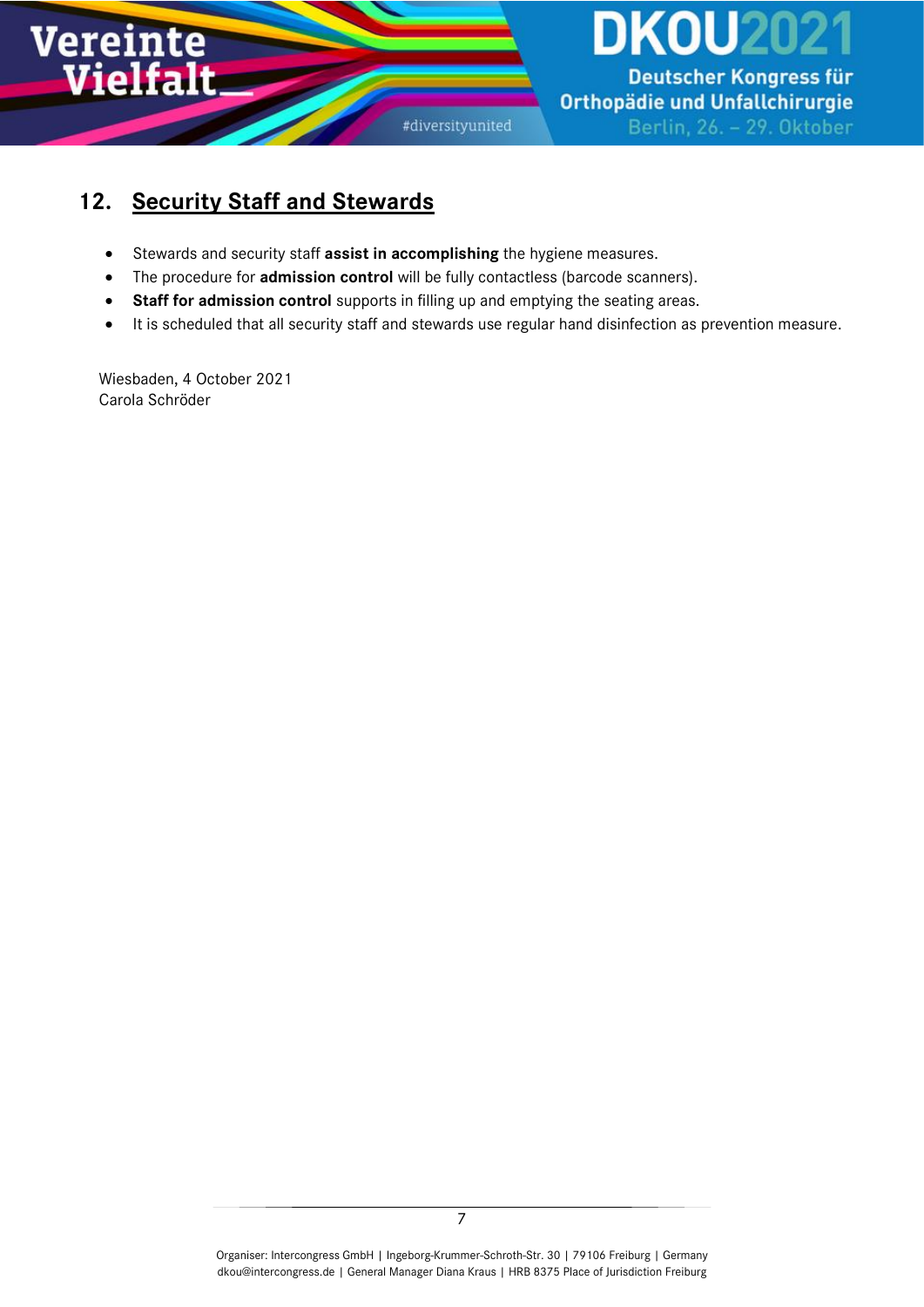## 12. Security Staff and Stewards

- Stewards and security staff **assist in accomplishing** the hygiene measures.
- The procedure for **admission control** will be fully contactless (barcode scanners).
- **Staff for admission control** supports in filling up and emptying the seating areas.
- It is scheduled that all security staff and stewards use regular hand disinfection as prevention measure.

Wiesbaden, 4 October 2021
Carola Schröder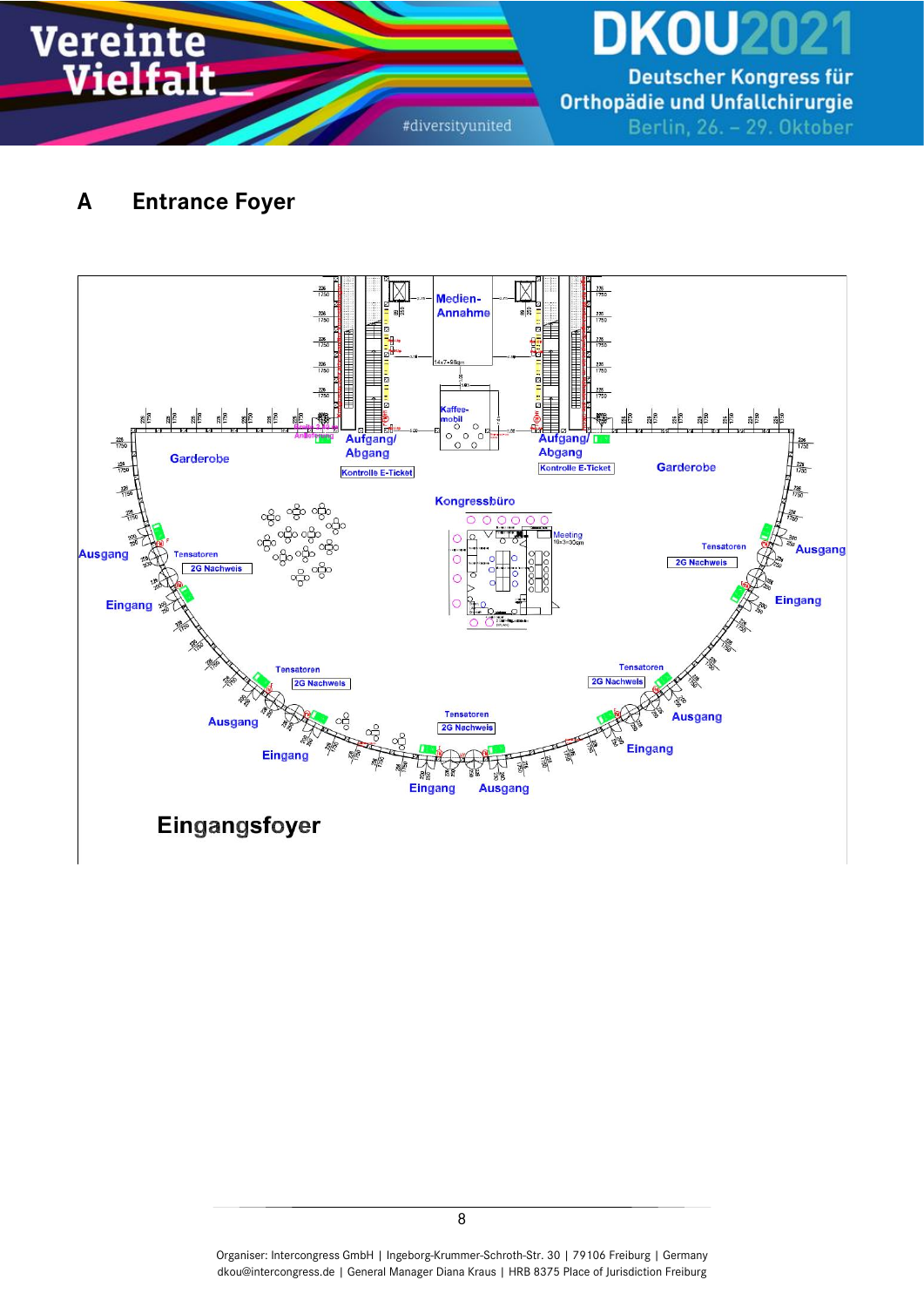## A Entrance Foyer

Medien-Annahme

Kaffee-mobil

Aufgang/ Abgang

Kontrolle E-Ticket

Aufgang/ Abgang

Kontrolle E-Ticket

Garderobe

Garderobe

Kongressbüro

Meeting

Ausgang

Tensatoren

2G Nachweis

Eingang

Ausgang

Tensatoren

2G Nachweis

Eingang

Tensatoren

2G Nachweis

Ausgang

Eingang

Tensatoren

2G Nachweis

Ausgang

Eingang

Tensatoren

2G Nachweis

Eingang

Ausgang

Eingangsfoyer

Organiser: Intercongress GmbH | Ingeborg-Krummer-Schroth-Str. 30 | 79106 Freiburg | Germany
dkou@intercongress.de | General Manager Diana Kraus | HRB 8375 Place of Jurisdiction Freiburg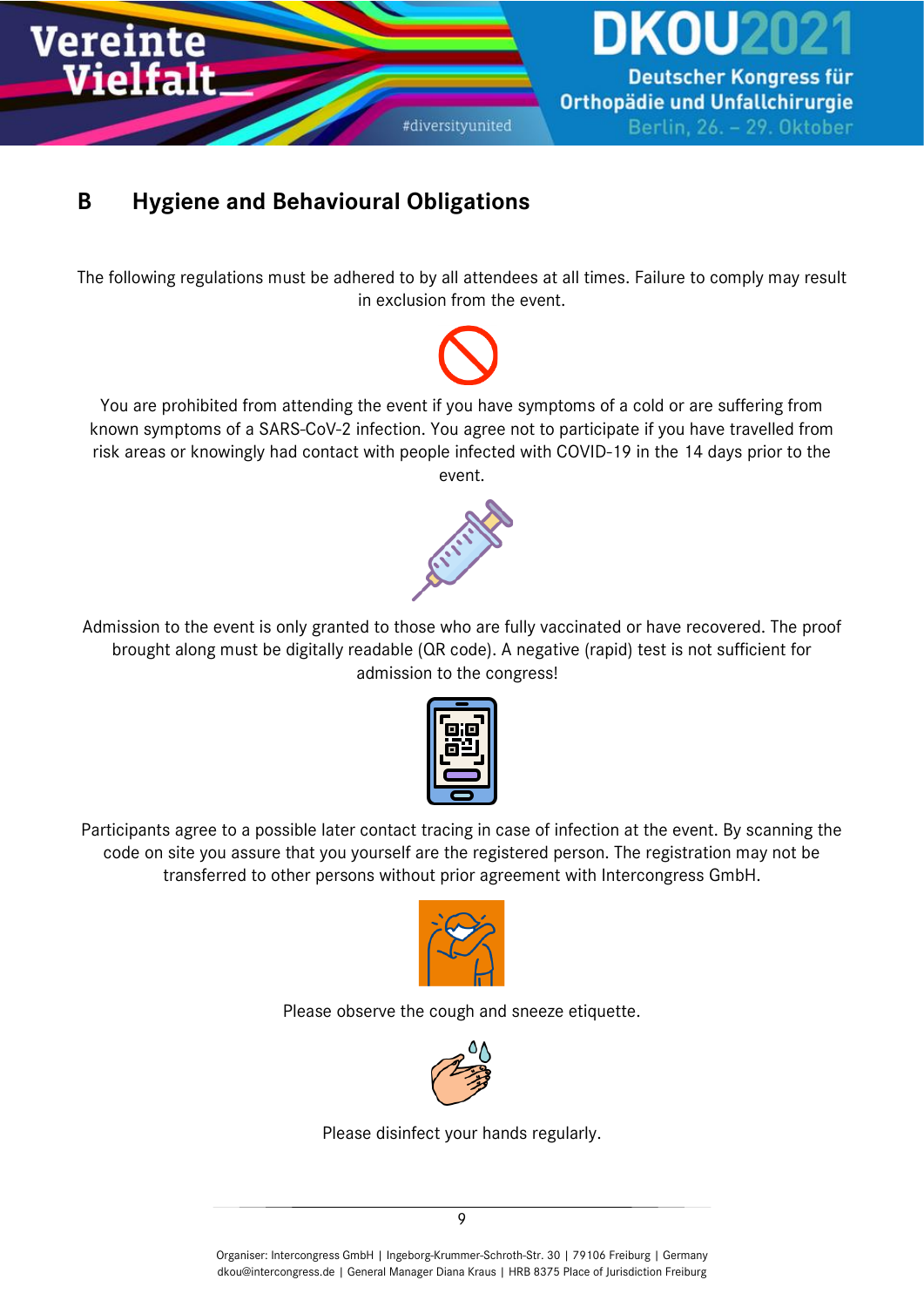## B Hygiene and Behavioural Obligations

The following regulations must be adhered to by all attendees at all times. Failure to comply may result in exclusion from the event.

You are prohibited from attending the event if you have symptoms of a cold or are suffering from known symptoms of a SARS-CoV-2 infection. You agree not to participate if you have travelled from risk areas or knowingly had contact with people infected with COVID-19 in the 14 days prior to the event.

Admission to the event is only granted to those who are fully vaccinated or have recovered. The proof brought along must be digitally readable (QR code). A negative (rapid) test is not sufficient for admission to the congress!

Participants agree to a possible later contact tracing in case of infection at the event. By scanning the code on site you assure that you yourself are the registered person. The registration may not be transferred to other persons without prior agreement with Intercongress GmbH.

Please observe the cough and sneeze etiquette.

Please disinfect your hands regularly.